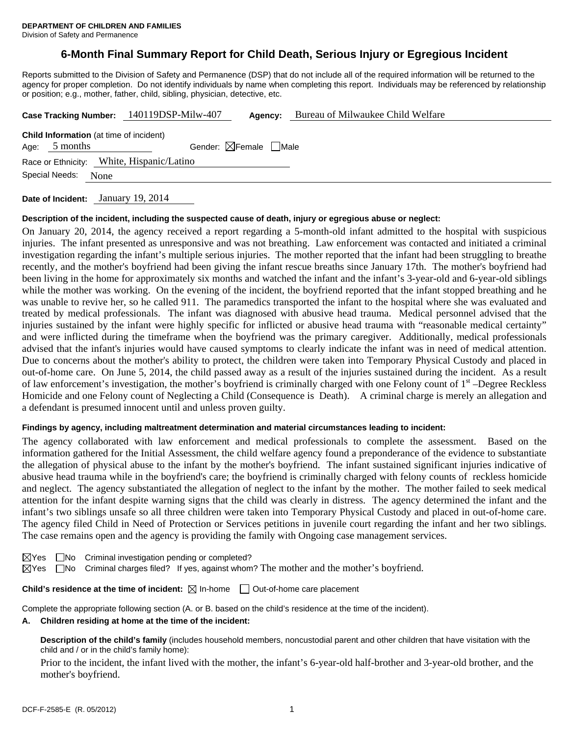**DEPARTMENT OF CHILDREN AND FAMILIES**
Division of Safety and Permanence

# 6-Month Final Summary Report for Child Death, Serious Injury or Egregious Incident

Reports submitted to the Division of Safety and Permanence (DSP) that do not include all of the required information will be returned to the agency for proper completion. Do not identify individuals by name when completing this report. Individuals may be referenced by relationship or position; e.g., mother, father, child, sibling, physician, detective, etc.

**Case Tracking Number:** 140119DSP-Milw-407 **Agency:** Bureau of Milwaukee Child Welfare

**Child Information** (at time of incident)
Age: 5 months Gender: ☒Female ☐Male
Race or Ethnicity: White, Hispanic/Latino
Special Needs: None

**Date of Incident:** January 19, 2014

**Description of the incident, including the suspected cause of death, injury or egregious abuse or neglect:**

On January 20, 2014, the agency received a report regarding a 5-month-old infant admitted to the hospital with suspicious injuries. The infant presented as unresponsive and was not breathing. Law enforcement was contacted and initiated a criminal investigation regarding the infant's multiple serious injuries. The mother reported that the infant had been struggling to breathe recently, and the mother's boyfriend had been giving the infant rescue breaths since January 17th. The mother's boyfriend had been living in the home for approximately six months and watched the infant and the infant's 3-year-old and 6-year-old siblings while the mother was working. On the evening of the incident, the boyfriend reported that the infant stopped breathing and he was unable to revive her, so he called 911. The paramedics transported the infant to the hospital where she was evaluated and treated by medical professionals. The infant was diagnosed with abusive head trauma. Medical personnel advised that the injuries sustained by the infant were highly specific for inflicted or abusive head trauma with "reasonable medical certainty" and were inflicted during the timeframe when the boyfriend was the primary caregiver. Additionally, medical professionals advised that the infant's injuries would have caused symptoms to clearly indicate the infant was in need of medical attention. Due to concerns about the mother's ability to protect, the children were taken into Temporary Physical Custody and placed in out-of-home care. On June 5, 2014, the child passed away as a result of the injuries sustained during the incident. As a result of law enforcement's investigation, the mother's boyfriend is criminally charged with one Felony count of 1st –Degree Reckless Homicide and one Felony count of Neglecting a Child (Consequence is Death). A criminal charge is merely an allegation and a defendant is presumed innocent until and unless proven guilty.

**Findings by agency, including maltreatment determination and material circumstances leading to incident:**

The agency collaborated with law enforcement and medical professionals to complete the assessment. Based on the information gathered for the Initial Assessment, the child welfare agency found a preponderance of the evidence to substantiate the allegation of physical abuse to the infant by the mother's boyfriend. The infant sustained significant injuries indicative of abusive head trauma while in the boyfriend's care; the boyfriend is criminally charged with felony counts of reckless homicide and neglect. The agency substantiated the allegation of neglect to the infant by the mother. The mother failed to seek medical attention for the infant despite warning signs that the child was clearly in distress. The agency determined the infant and the infant's two siblings unsafe so all three children were taken into Temporary Physical Custody and placed in out-of-home care. The agency filed Child in Need of Protection or Services petitions in juvenile court regarding the infant and her two siblings. The case remains open and the agency is providing the family with Ongoing case management services.

☒Yes ☐No Criminal investigation pending or completed?
☒Yes ☐No Criminal charges filed? If yes, against whom? The mother and the mother's boyfriend.

**Child's residence at the time of incident:** ☒ In-home ☐ Out-of-home care placement

Complete the appropriate following section (A. or B. based on the child's residence at the time of the incident).

**A. Children residing at home at the time of the incident:**

**Description of the child's family** (includes household members, noncustodial parent and other children that have visitation with the child and / or in the child's family home):

Prior to the incident, the infant lived with the mother, the infant's 6-year-old half-brother and 3-year-old brother, and the mother's boyfriend.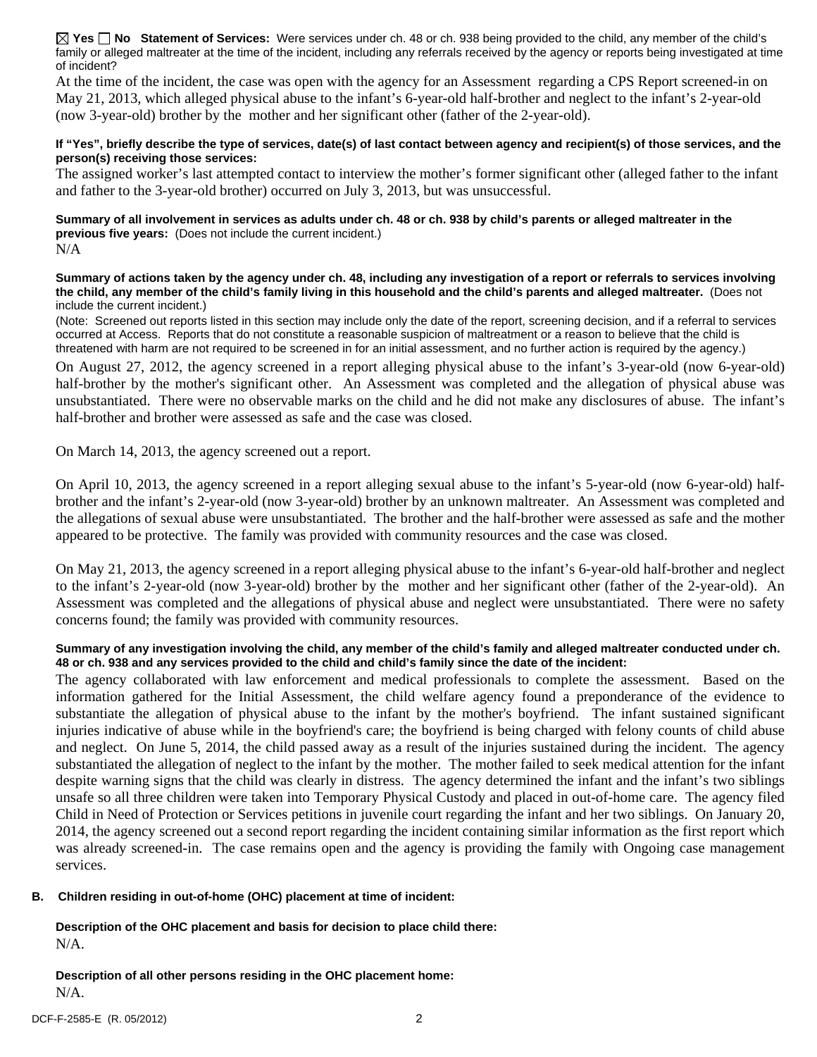☒ Yes ☐ No **Statement of Services:** Were services under ch. 48 or ch. 938 being provided to the child, any member of the child's family or alleged maltreater at the time of the incident, including any referrals received by the agency or reports being investigated at time of incident?

At the time of the incident, the case was open with the agency for an Assessment regarding a CPS Report screened-in on May 21, 2013, which alleged physical abuse to the infant's 6-year-old half-brother and neglect to the infant's 2-year-old (now 3-year-old) brother by the mother and her significant other (father of the 2-year-old).

**If "Yes", briefly describe the type of services, date(s) of last contact between agency and recipient(s) of those services, and the person(s) receiving those services:**

The assigned worker's last attempted contact to interview the mother's former significant other (alleged father to the infant and father to the 3-year-old brother) occurred on July 3, 2013, but was unsuccessful.

**Summary of all involvement in services as adults under ch. 48 or ch. 938 by child's parents or alleged maltreater in the previous five years:** (Does not include the current incident.)

N/A

**Summary of actions taken by the agency under ch. 48, including any investigation of a report or referrals to services involving the child, any member of the child's family living in this household and the child's parents and alleged maltreater.** (Does not include the current incident.)

(Note: Screened out reports listed in this section may include only the date of the report, screening decision, and if a referral to services occurred at Access. Reports that do not constitute a reasonable suspicion of maltreatment or a reason to believe that the child is threatened with harm are not required to be screened in for an initial assessment, and no further action is required by the agency.)

On August 27, 2012, the agency screened in a report alleging physical abuse to the infant's 3-year-old (now 6-year-old) half-brother by the mother's significant other. An Assessment was completed and the allegation of physical abuse was unsubstantiated. There were no observable marks on the child and he did not make any disclosures of abuse. The infant's half-brother and brother were assessed as safe and the case was closed.

On March 14, 2013, the agency screened out a report.

On April 10, 2013, the agency screened in a report alleging sexual abuse to the infant's 5-year-old (now 6-year-old) half-brother and the infant's 2-year-old (now 3-year-old) brother by an unknown maltreater. An Assessment was completed and the allegations of sexual abuse were unsubstantiated. The brother and the half-brother were assessed as safe and the mother appeared to be protective. The family was provided with community resources and the case was closed.

On May 21, 2013, the agency screened in a report alleging physical abuse to the infant's 6-year-old half-brother and neglect to the infant's 2-year-old (now 3-year-old) brother by the mother and her significant other (father of the 2-year-old). An Assessment was completed and the allegations of physical abuse and neglect were unsubstantiated. There were no safety concerns found; the family was provided with community resources.

**Summary of any investigation involving the child, any member of the child's family and alleged maltreater conducted under ch. 48 or ch. 938 and any services provided to the child and child's family since the date of the incident:**

The agency collaborated with law enforcement and medical professionals to complete the assessment. Based on the information gathered for the Initial Assessment, the child welfare agency found a preponderance of the evidence to substantiate the allegation of physical abuse to the infant by the mother's boyfriend. The infant sustained significant injuries indicative of abuse while in the boyfriend's care; the boyfriend is being charged with felony counts of child abuse and neglect. On June 5, 2014, the child passed away as a result of the injuries sustained during the incident. The agency substantiated the allegation of neglect to the infant by the mother. The mother failed to seek medical attention for the infant despite warning signs that the child was clearly in distress. The agency determined the infant and the infant's two siblings unsafe so all three children were taken into Temporary Physical Custody and placed in out-of-home care. The agency filed Child in Need of Protection or Services petitions in juvenile court regarding the infant and her two siblings. On January 20, 2014, the agency screened out a second report regarding the incident containing similar information as the first report which was already screened-in. The case remains open and the agency is providing the family with Ongoing case management services.

**B. Children residing in out-of-home (OHC) placement at time of incident:**

**Description of the OHC placement and basis for decision to place child there:**

N/A.

**Description of all other persons residing in the OHC placement home:**

N/A.

DCF-F-2585-E (R. 05/2012)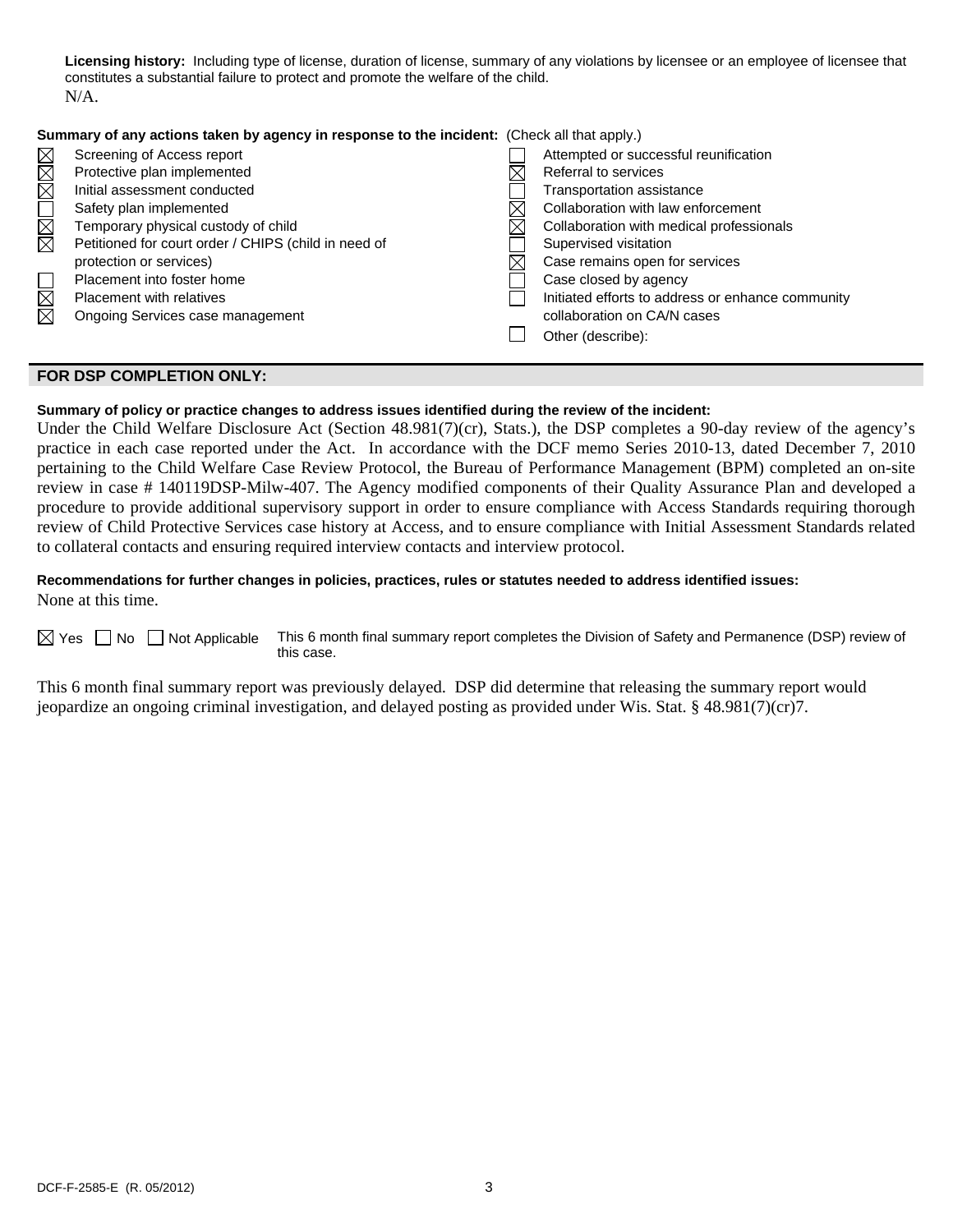**Licensing history:** Including type of license, duration of license, summary of any violations by licensee or an employee of licensee that constitutes a substantial failure to protect and promote the welfare of the child.
N/A.

**Summary of any actions taken by agency in response to the incident:** (Check all that apply.)

- ☒ Screening of Access report
- ☒ Protective plan implemented
- ☒ Initial assessment conducted
- ☐ Safety plan implemented
- ☒ Temporary physical custody of child
- ☒ Petitioned for court order / CHIPS (child in need of protection or services)
- ☐ Placement into foster home
- ☒ Placement with relatives
- ☒ Ongoing Services case management
- ☐ Attempted or successful reunification
- ☒ Referral to services
- ☐ Transportation assistance
- ☒ Collaboration with law enforcement
- ☒ Collaboration with medical professionals
- ☐ Supervised visitation
- ☒ Case remains open for services
- ☐ Case closed by agency
- ☐ Initiated efforts to address or enhance community collaboration on CA/N cases
- ☐ Other (describe):

## FOR DSP COMPLETION ONLY:

**Summary of policy or practice changes to address issues identified during the review of the incident:**

Under the Child Welfare Disclosure Act (Section 48.981(7)(cr), Stats.), the DSP completes a 90-day review of the agency's practice in each case reported under the Act. In accordance with the DCF memo Series 2010-13, dated December 7, 2010 pertaining to the Child Welfare Case Review Protocol, the Bureau of Performance Management (BPM) completed an on-site review in case # 140119DSP-Milw-407. The Agency modified components of their Quality Assurance Plan and developed a procedure to provide additional supervisory support in order to ensure compliance with Access Standards requiring thorough review of Child Protective Services case history at Access, and to ensure compliance with Initial Assessment Standards related to collateral contacts and ensuring required interview contacts and interview protocol.

**Recommendations for further changes in policies, practices, rules or statutes needed to address identified issues:**

None at this time.

☒ Yes ☐ No ☐ Not Applicable This 6 month final summary report completes the Division of Safety and Permanence (DSP) review of this case.

This 6 month final summary report was previously delayed. DSP did determine that releasing the summary report would jeopardize an ongoing criminal investigation, and delayed posting as provided under Wis. Stat. § 48.981(7)(cr)7.

DCF-F-2585-E (R. 05/2012)